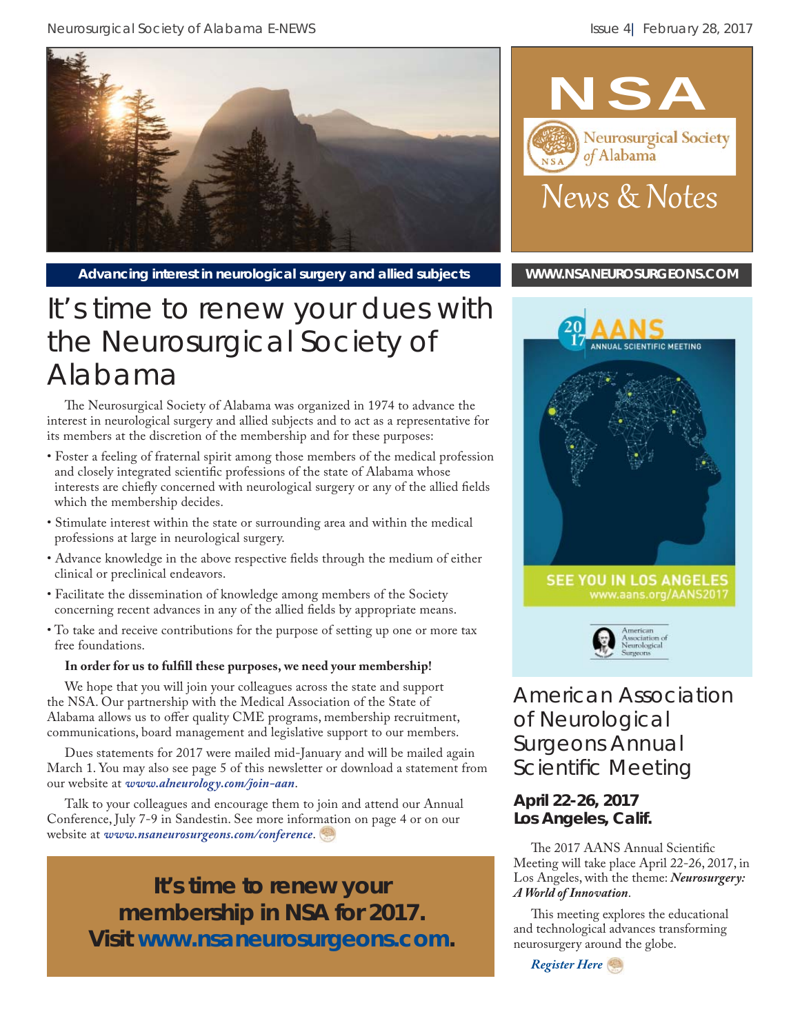# NSA

Neurosurgical Society of Alabama

News & Notes

**Advancing interest in neurological surgery and allied subjects**

**WWW.NSANEUROSURGEONS.COM**

# It's time to renew your dues with the Neurosurgical Society of Alabama

The Neurosurgical Society of Alabama was organized in 1974 to advance the interest in neurological surgery and allied subjects and to act as a representative for its members at the discretion of the membership and for these purposes:

- Foster a feeling of fraternal spirit among those members of the medical profession and closely integrated scientific professions of the state of Alabama whose interests are chiefly concerned with neurological surgery or any of the allied fields which the membership decides.
- Stimulate interest within the state or surrounding area and within the medical professions at large in neurological surgery.
- Advance knowledge in the above respective fields through the medium of either clinical or preclinical endeavors.
- Facilitate the dissemination of knowledge among members of the Society concerning recent advances in any of the allied fields by appropriate means.
- To take and receive contributions for the purpose of setting up one or more tax free foundations.

**In order for us to fulfill these purposes, we need your membership!**

We hope that you will join your colleagues across the state and support the NSA. Our partnership with the Medical Association of the State of Alabama allows us to offer quality CME programs, membership recruitment, communications, board management and legislative support to our members.

Dues statements for 2017 were mailed mid-January and will be mailed again March 1. You may also see page 5 of this newsletter or download a statement from our website at *www.alneurology.com/join-aan*.

Talk to your colleagues and encourage them to join and attend our Annual Conference, July 7-9 in Sandestin. See more information on page 4 or on our website at *www.nsaneurosurgeons.com/conference*.

**It's time to renew your membership in NSA for 2017. Visit www.nsaneurosurgeons.com.**

2017 AANS ANNUAL SCIENTIFIC MEETING

SEE YOU IN LOS ANGELES
www.aans.org/AANS2017

American Association of Neurological Surgeons

## American Association of Neurological Surgeons Annual Scientific Meeting

### April 22-26, 2017
### Los Angeles, Calif.

The 2017 AANS Annual Scientific Meeting will take place April 22-26, 2017, in Los Angeles, with the theme: ***Neurosurgery: A World of Innovation***.

This meeting explores the educational and technological advances transforming neurosurgery around the globe.

*Register Here*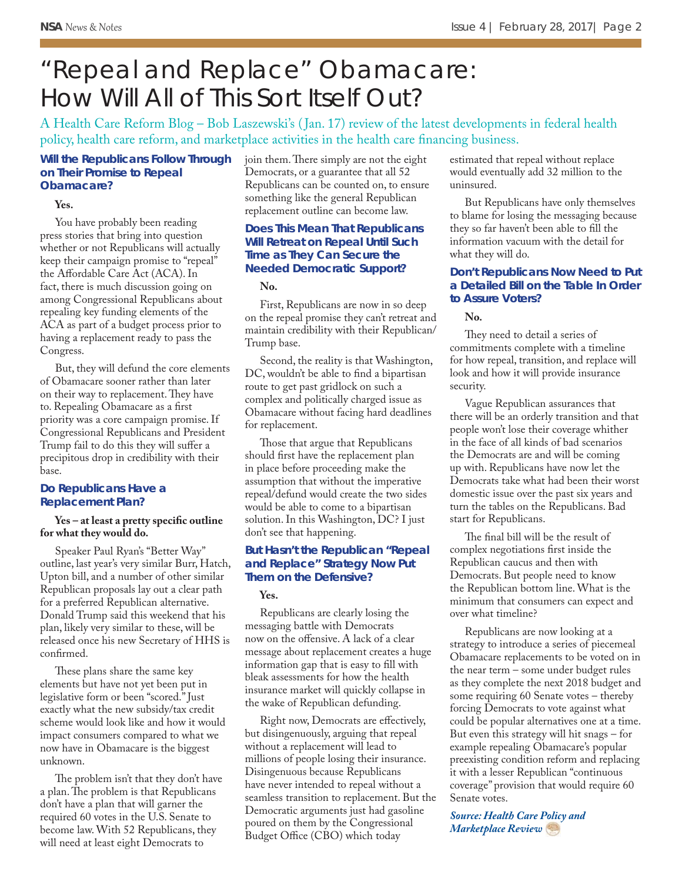# "Repeal and Replace" Obamacare: How Will All of This Sort Itself Out?

A Health Care Reform Blog – Bob Laszewski's (Jan. 17) review of the latest developments in federal health policy, health care reform, and marketplace activities in the health care financing business.

### Will the Republicans Follow Through on Their Promise to Repeal Obamacare?

**Yes.**

You have probably been reading press stories that bring into question whether or not Republicans will actually keep their campaign promise to "repeal" the Affordable Care Act (ACA). In fact, there is much discussion going on among Congressional Republicans about repealing key funding elements of the ACA as part of a budget process prior to having a replacement ready to pass the Congress.

But, they will defund the core elements of Obamacare sooner rather than later on their way to replacement. They have to. Repealing Obamacare as a first priority was a core campaign promise. If Congressional Republicans and President Trump fail to do this they will suffer a precipitous drop in credibility with their base.

### Do Republicans Have a Replacement Plan?

**Yes – at least a pretty specific outline for what they would do.**

Speaker Paul Ryan's "Better Way" outline, last year's very similar Burr, Hatch, Upton bill, and a number of other similar Republican proposals lay out a clear path for a preferred Republican alternative. Donald Trump said this weekend that his plan, likely very similar to these, will be released once his new Secretary of HHS is confirmed.

These plans share the same key elements but have not yet been put in legislative form or been "scored." Just exactly what the new subsidy/tax credit scheme would look like and how it would impact consumers compared to what we now have in Obamacare is the biggest unknown.

The problem isn't that they don't have a plan. The problem is that Republicans don't have a plan that will garner the required 60 votes in the U.S. Senate to become law. With 52 Republicans, they will need at least eight Democrats to join them. There simply are not the eight Democrats, or a guarantee that all 52 Republicans can be counted on, to ensure something like the general Republican replacement outline can become law.

### Does This Mean That Republicans Will Retreat on Repeal Until Such Time as They Can Secure the Needed Democratic Support?

**No.**

First, Republicans are now in so deep on the repeal promise they can't retreat and maintain credibility with their Republican/Trump base.

Second, the reality is that Washington, DC, wouldn't be able to find a bipartisan route to get past gridlock on such a complex and politically charged issue as Obamacare without facing hard deadlines for replacement.

Those that argue that Republicans should first have the replacement plan in place before proceeding make the assumption that without the imperative repeal/defund would create the two sides would be able to come to a bipartisan solution. In this Washington, DC? I just don't see that happening.

### But Hasn't the Republican "Repeal and Replace" Strategy Now Put Them on the Defensive?

**Yes.**

Republicans are clearly losing the messaging battle with Democrats now on the offensive. A lack of a clear message about replacement creates a huge information gap that is easy to fill with bleak assessments for how the health insurance market will quickly collapse in the wake of Republican defunding.

Right now, Democrats are effectively, but disingenuously, arguing that repeal without a replacement will lead to millions of people losing their insurance. Disingenuous because Republicans have never intended to repeal without a seamless transition to replacement. But the Democratic arguments just had gasoline poured on them by the Congressional Budget Office (CBO) which today estimated that repeal without replace would eventually add 32 million to the uninsured.

But Republicans have only themselves to blame for losing the messaging because they so far haven't been able to fill the information vacuum with the detail for what they will do.

### Don't Republicans Now Need to Put a Detailed Bill on the Table In Order to Assure Voters?

**No.**

They need to detail a series of commitments complete with a timeline for how repeal, transition, and replace will look and how it will provide insurance security.

Vague Republican assurances that there will be an orderly transition and that people won't lose their coverage whither in the face of all kinds of bad scenarios the Democrats are and will be coming up with. Republicans have now let the Democrats take what had been their worst domestic issue over the past six years and turn the tables on the Republicans. Bad start for Republicans.

The final bill will be the result of complex negotiations first inside the Republican caucus and then with Democrats. But people need to know the Republican bottom line. What is the minimum that consumers can expect and over what timeline?

Republicans are now looking at a strategy to introduce a series of piecemeal Obamacare replacements to be voted on in the near term – some under budget rules as they complete the next 2018 budget and some requiring 60 Senate votes – thereby forcing Democrats to vote against what could be popular alternatives one at a time. But even this strategy will hit snags – for example repealing Obamacare's popular preexisting condition reform and replacing it with a lesser Republican "continuous coverage" provision that would require 60 Senate votes.

***Source: Health Care Policy and Marketplace Review***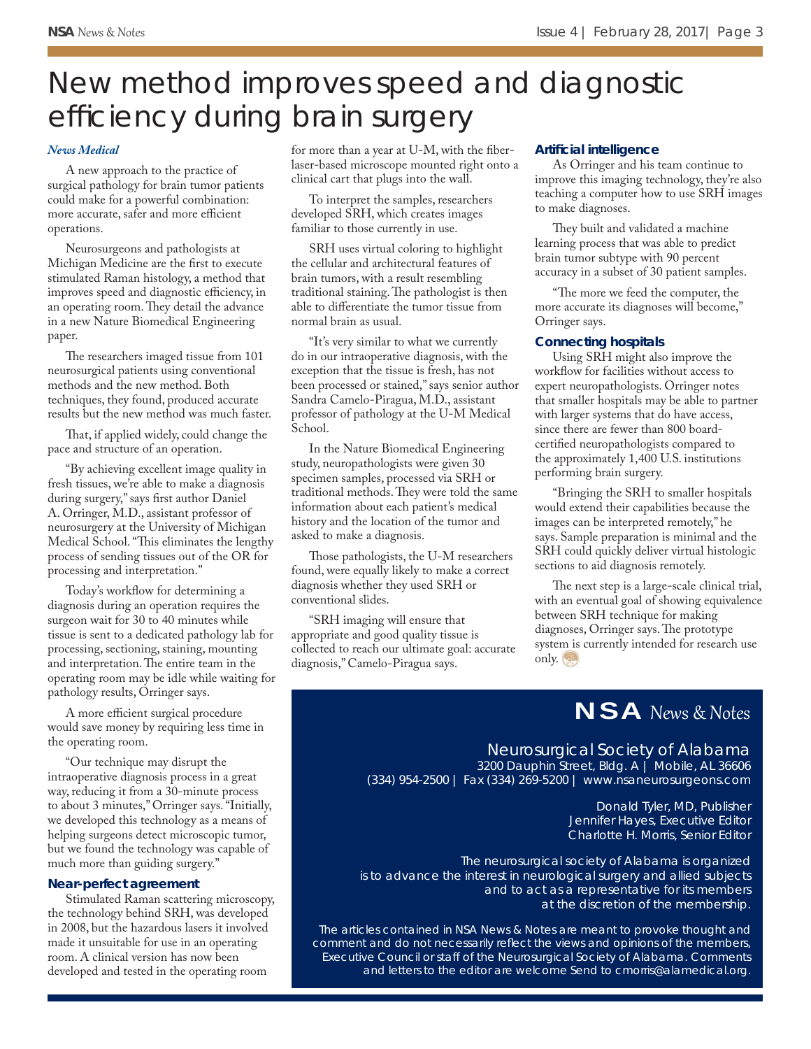# New method improves speed and diagnostic efficiency during brain surgery

*News Medical*

A new approach to the practice of surgical pathology for brain tumor patients could make for a powerful combination: more accurate, safer and more efficient operations.

Neurosurgeons and pathologists at Michigan Medicine are the first to execute stimulated Raman histology, a method that improves speed and diagnostic efficiency, in an operating room. They detail the advance in a new Nature Biomedical Engineering paper.

The researchers imaged tissue from 101 neurosurgical patients using conventional methods and the new method. Both techniques, they found, produced accurate results but the new method was much faster.

That, if applied widely, could change the pace and structure of an operation.

"By achieving excellent image quality in fresh tissues, we're able to make a diagnosis during surgery," says first author Daniel A. Orringer, M.D., assistant professor of neurosurgery at the University of Michigan Medical School. "This eliminates the lengthy process of sending tissues out of the OR for processing and interpretation."

Today's workflow for determining a diagnosis during an operation requires the surgeon wait for 30 to 40 minutes while tissue is sent to a dedicated pathology lab for processing, sectioning, staining, mounting and interpretation. The entire team in the operating room may be idle while waiting for pathology results, Orringer says.

A more efficient surgical procedure would save money by requiring less time in the operating room.

"Our technique may disrupt the intraoperative diagnosis process in a great way, reducing it from a 30-minute process to about 3 minutes," Orringer says. "Initially, we developed this technology as a means of helping surgeons detect microscopic tumor, but we found the technology was capable of much more than guiding surgery."

### Near-perfect agreement

Stimulated Raman scattering microscopy, the technology behind SRH, was developed in 2008, but the hazardous lasers it involved made it unsuitable for use in an operating room. A clinical version has now been developed and tested in the operating room for more than a year at U-M, with the fiber-laser-based microscope mounted right onto a clinical cart that plugs into the wall.

To interpret the samples, researchers developed SRH, which creates images familiar to those currently in use.

SRH uses virtual coloring to highlight the cellular and architectural features of brain tumors, with a result resembling traditional staining. The pathologist is then able to differentiate the tumor tissue from normal brain as usual.

"It's very similar to what we currently do in our intraoperative diagnosis, with the exception that the tissue is fresh, has not been processed or stained," says senior author Sandra Camelo-Piragua, M.D., assistant professor of pathology at the U-M Medical School.

In the Nature Biomedical Engineering study, neuropathologists were given 30 specimen samples, processed via SRH or traditional methods. They were told the same information about each patient's medical history and the location of the tumor and asked to make a diagnosis.

Those pathologists, the U-M researchers found, were equally likely to make a correct diagnosis whether they used SRH or conventional slides.

"SRH imaging will ensure that appropriate and good quality tissue is collected to reach our ultimate goal: accurate diagnosis," Camelo-Piragua says.

### Artificial intelligence

As Orringer and his team continue to improve this imaging technology, they're also teaching a computer how to use SRH images to make diagnoses.

They built and validated a machine learning process that was able to predict brain tumor subtype with 90 percent accuracy in a subset of 30 patient samples.

"The more we feed the computer, the more accurate its diagnoses will become," Orringer says.

### Connecting hospitals

Using SRH might also improve the workflow for facilities without access to expert neuropathologists. Orringer notes that smaller hospitals may be able to partner with larger systems that do have access, since there are fewer than 800 board-certified neuropathologists compared to the approximately 1,400 U.S. institutions performing brain surgery.

"Bringing the SRH to smaller hospitals would extend their capabilities because the images can be interpreted remotely," he says. Sample preparation is minimal and the SRH could quickly deliver virtual histologic sections to aid diagnosis remotely.

The next step is a large-scale clinical trial, with an eventual goal of showing equivalence between SRH technique for making diagnoses, Orringer says. The prototype system is currently intended for research use only.

---

## NSA *News & Notes*

Neurosurgical Society of Alabama
3200 Dauphin Street, Bldg. A | Mobile, AL 36606
(334) 954-2500 | Fax (334) 269-5200 | www.nsaneurosurgeons.com

Donald Tyler, MD, Publisher
Jennifer Hayes, Executive Editor
Charlotte H. Morris, Senior Editor

The neurosurgical society of Alabama is organized is to advance the interest in neurological surgery and allied subjects and to act as a representative for its members at the discretion of the membership.

The articles contained in NSA News & Notes are meant to provoke thought and comment and do not necessarily reflect the views and opinions of the members, Executive Council or staff of the Neurosurgical Society of Alabama. Comments and letters to the editor are welcome Send to cmorris@alamedical.org.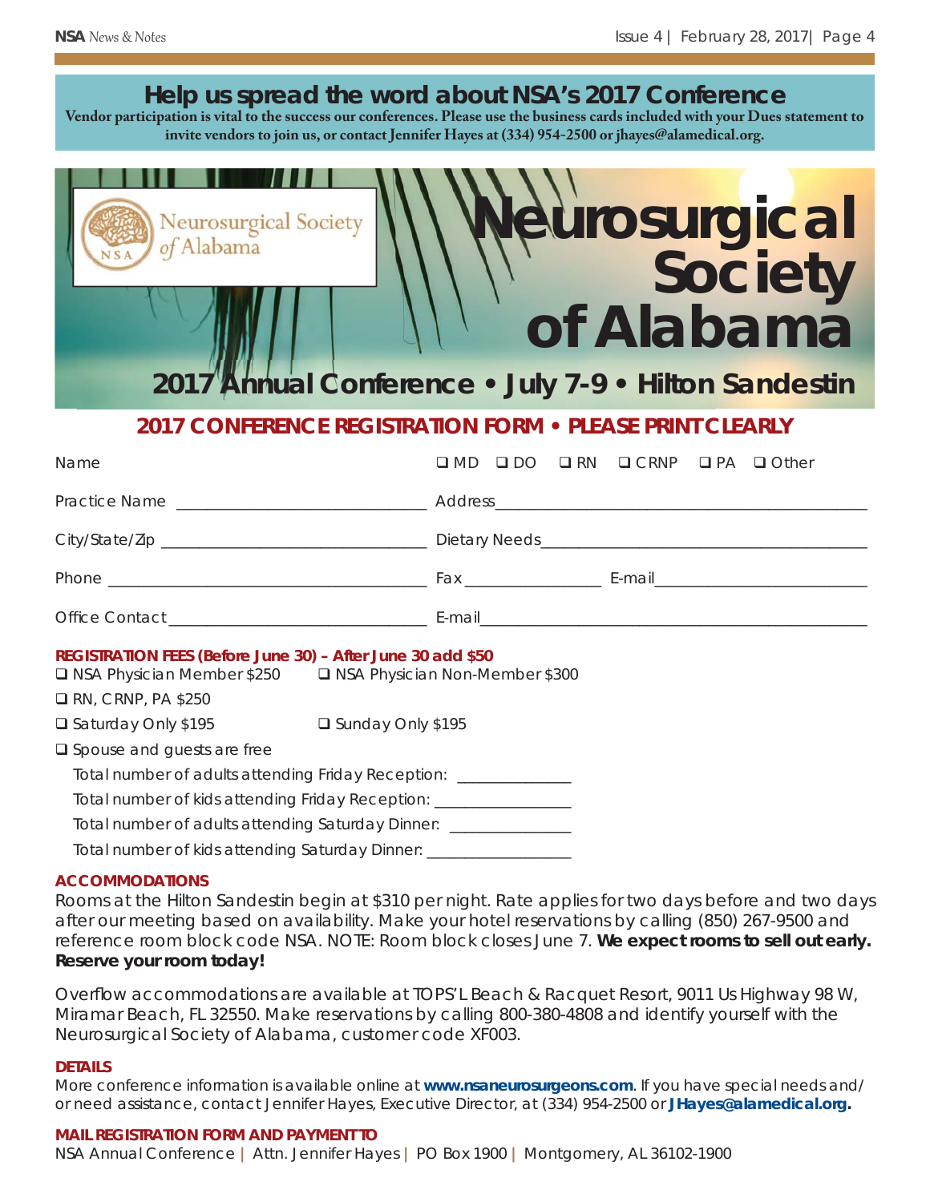## Help us spread the word about NSA's 2017 Conference

**Vendor participation is vital to the success our conferences. Please use the business cards included with your Dues statement to invite vendors to join us, or contact Jennifer Hayes at (334) 954-2500 or jhayes@alamedical.org.**

Neurosurgical Society of Alabama

# Neurosurgical Society of Alabama

## 2017 Annual Conference • July 7-9 • Hilton Sandestin

## 2017 CONFERENCE REGISTRATION FORM • PLEASE PRINT CLEARLY

Name ❑ MD ❑ DO ❑ RN ❑ CRNP ❑ PA ❑ Other

Practice Name ____________________________ Address__________________________________________

City/State/Zip _____________________________ Dietary Needs____________________________________

Phone _____________________________________ Fax _______________ E-mail________________________

Office Contact ____________________________ E-mail_____________________________________________

**REGISTRATION FEES (Before June 30) – After June 30 add $50**

❑ NSA Physician Member $250 ❑ NSA Physician Non-Member $300

❑ RN, CRNP, PA $250

❑ Saturday Only $195 ❑ Sunday Only $195

❑ Spouse and guests are free

Total number of adults attending Friday Reception: _____________

Total number of kids attending Friday Reception: _______________

Total number of adults attending Saturday Dinner: ______________

Total number of kids attending Saturday Dinner: ________________

### ACCOMMODATIONS

Rooms at the Hilton Sandestin begin at $310 per night. Rate applies for two days before and two days after our meeting based on availability. Make your hotel reservations by calling (850) 267-9500 and reference room block code NSA. NOTE: Room block closes June 7. **We expect rooms to sell out early. Reserve your room today!**

Overflow accommodations are available at TOPS'L Beach & Racquet Resort, 9011 Us Highway 98 W, Miramar Beach, FL 32550. Make reservations by calling 800-380-4808 and identify yourself with the Neurosurgical Society of Alabama, customer code XF003.

### DETAILS

More conference information is available online at **www.nsaneurosurgeons.com**. If you have special needs and/or need assistance, contact Jennifer Hayes, Executive Director, at (334) 954-2500 or **JHayes@alamedical.org.**

### MAIL REGISTRATION FORM AND PAYMENT TO

NSA Annual Conference | Attn. Jennifer Hayes | PO Box 1900 | Montgomery, AL 36102-1900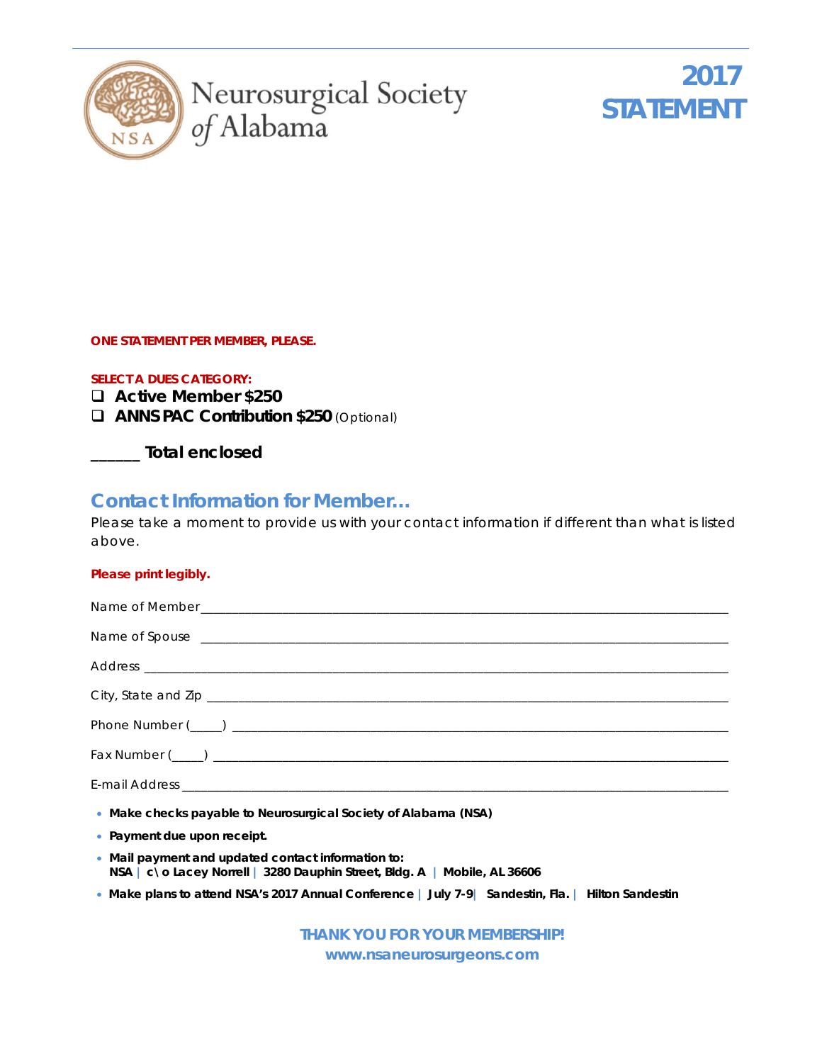Neurosurgical Society of Alabama

# 2017 STATEMENT

**ONE STATEMENT PER MEMBER, PLEASE.**

**SELECT A DUES CATEGORY:**

- ❑ **Active Member $250**
- ❑ **ANNS PAC Contribution $250** (Optional)

**______ Total enclosed**

## Contact Information for Member…

Please take a moment to provide us with your contact information if different than what is listed above.

**Please print legibly.**

Name of Member ______________________________________________

Name of Spouse ______________________________________________

Address ______________________________________________

City, State and Zip ______________________________________________

Phone Number (_____) ______________________________________________

Fax Number (_____) ______________________________________________

E-mail Address ______________________________________________

- **Make checks payable to Neurosurgical Society of Alabama (NSA)**
- **Payment due upon receipt.**
- **Mail payment and updated contact information to:**
  **NSA | c\o Lacey Norrell | 3280 Dauphin Street, Bldg. A | Mobile, AL 36606**
- **Make plans to attend NSA's 2017 Annual Conference | July 7-9 | Sandestin, Fla. | Hilton Sandestin**

**THANK YOU FOR YOUR MEMBERSHIP!**

**www.nsaneurosurgeons.com**